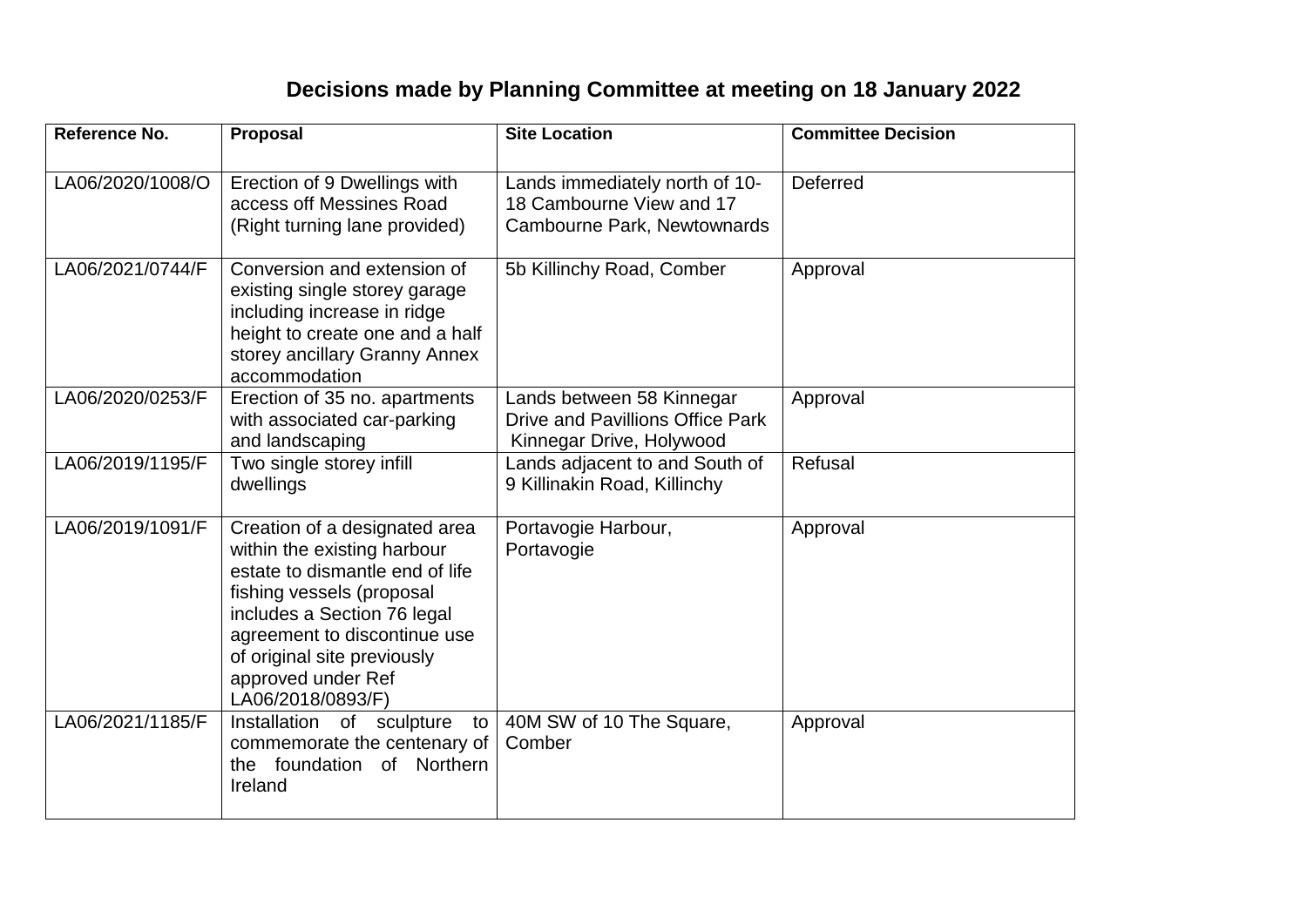# Decisions made by Planning Committee at meeting on 18 January 2022

| Reference No. | Proposal | Site Location | Committee Decision |
|---|---|---|---|
| LA06/2020/1008/O | Erection of 9 Dwellings with access off Messines Road (Right turning lane provided) | Lands immediately north of 10-18 Cambourne View and 17 Cambourne Park, Newtownards | Deferred |
| LA06/2021/0744/F | Conversion and extension of existing single storey garage including increase in ridge height to create one and a half storey ancillary Granny Annex accommodation | 5b Killinchy Road, Comber | Approval |
| LA06/2020/0253/F | Erection of 35 no. apartments with associated car-parking and landscaping | Lands between 58 Kinnegar Drive and Pavillions Office Park Kinnegar Drive, Holywood | Approval |
| LA06/2019/1195/F | Two single storey infill dwellings | Lands adjacent to and South of 9 Killinakin Road, Killinchy | Refusal |
| LA06/2019/1091/F | Creation of a designated area within the existing harbour estate to dismantle end of life fishing vessels (proposal includes a Section 76 legal agreement to discontinue use of original site previously approved under Ref LA06/2018/0893/F) | Portavogie Harbour, Portavogie | Approval |
| LA06/2021/1185/F | Installation of sculpture to commemorate the centenary of the foundation of Northern Ireland | 40M SW of 10 The Square, Comber | Approval |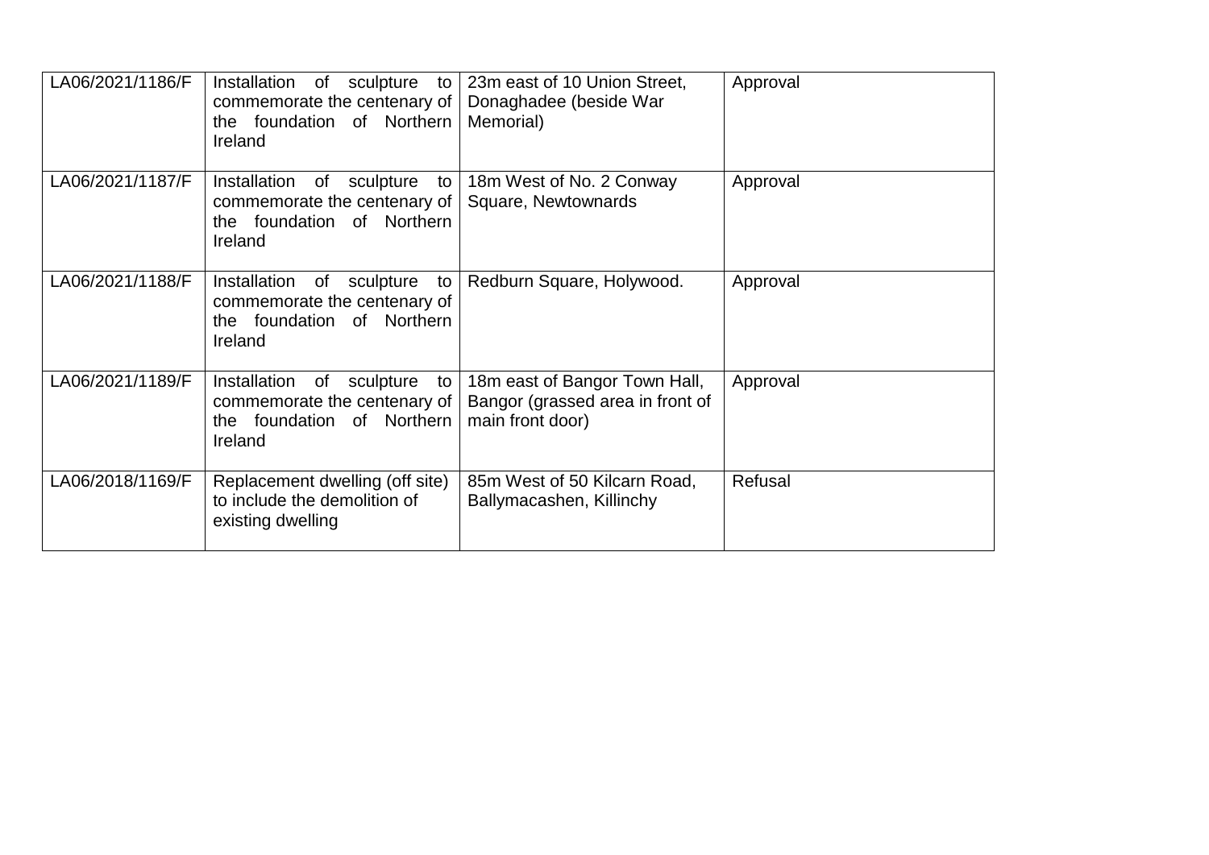| | | | |
|---|---|---|---|
| LA06/2021/1186/F | Installation of sculpture to commemorate the centenary of the foundation of Northern Ireland | 23m east of 10 Union Street, Donaghadee (beside War Memorial) | Approval |
| LA06/2021/1187/F | Installation of sculpture to commemorate the centenary of the foundation of Northern Ireland | 18m West of No. 2 Conway Square, Newtownards | Approval |
| LA06/2021/1188/F | Installation of sculpture to commemorate the centenary of the foundation of Northern Ireland | Redburn Square, Holywood. | Approval |
| LA06/2021/1189/F | Installation of sculpture to commemorate the centenary of the foundation of Northern Ireland | 18m east of Bangor Town Hall, Bangor (grassed area in front of main front door) | Approval |
| LA06/2018/1169/F | Replacement dwelling (off site) to include the demolition of existing dwelling | 85m West of 50 Kilcarn Road, Ballymacashen, Killinchy | Refusal |